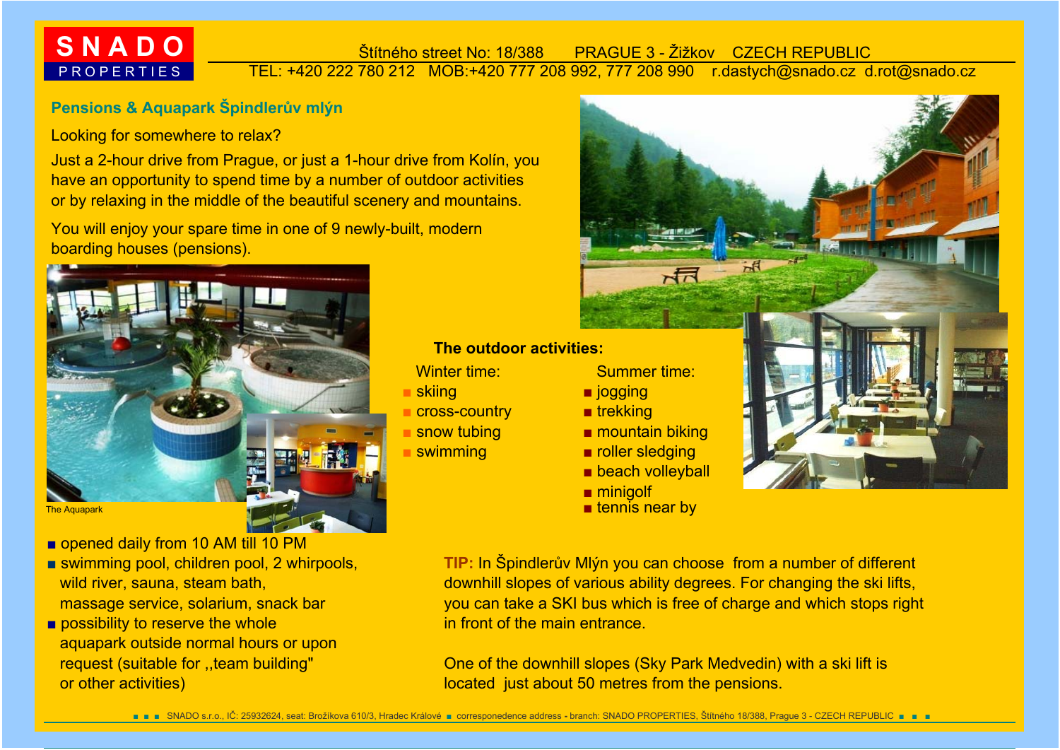SNADO PROPERTIES

Štítného street No: 18/388  PRAGUE 3 - Žižkov  CZECH REPUBLIC
TEL: +420 222 780 212  MOB:+420 777 208 992, 777 208 990  r.dastych@snado.cz  d.rot@snado.cz

## Pensions & Aquapark Špindlerův mlýn

Looking for somewhere to relax?

Just a 2-hour drive from Prague, or just a 1-hour drive from Kolín, you have an opportunity to spend time by a number of outdoor activities or by relaxing in the middle of the beautiful scenery and mountains.

You will enjoy your spare time in one of 9 newly-built, modern boarding houses (pensions).

The Aquapark

- opened daily from 10 AM till 10 PM
- swimming pool, children pool, 2 whirpools, wild river, sauna, steam bath, massage service, solarium, snack bar
- possibility to reserve the whole aquapark outside normal hours or upon request (suitable for ,,team building" or other activities)

### The outdoor activities:

Winter time:

- skiing
- cross-country
- snow tubing
- swimming

Summer time:

- jogging
- trekking
- mountain biking
- roller sledging
- beach volleyball
- minigolf
- tennis near by

**TIP:** In Špindlerův Mlýn you can choose from a number of different downhill slopes of various ability degrees. For changing the ski lifts, you can take a SKI bus which is free of charge and which stops right in front of the main entrance.

One of the downhill slopes (Sky Park Medvedin) with a ski lift is located just about 50 metres from the pensions.

SNADO s.r.o., IČ: 25932624, seat: Brožíkova 610/3, Hradec Králové ■ correspondence address - branch: SNADO PROPERTIES, Štítného 18/388, Prague 3 - CZECH REPUBLIC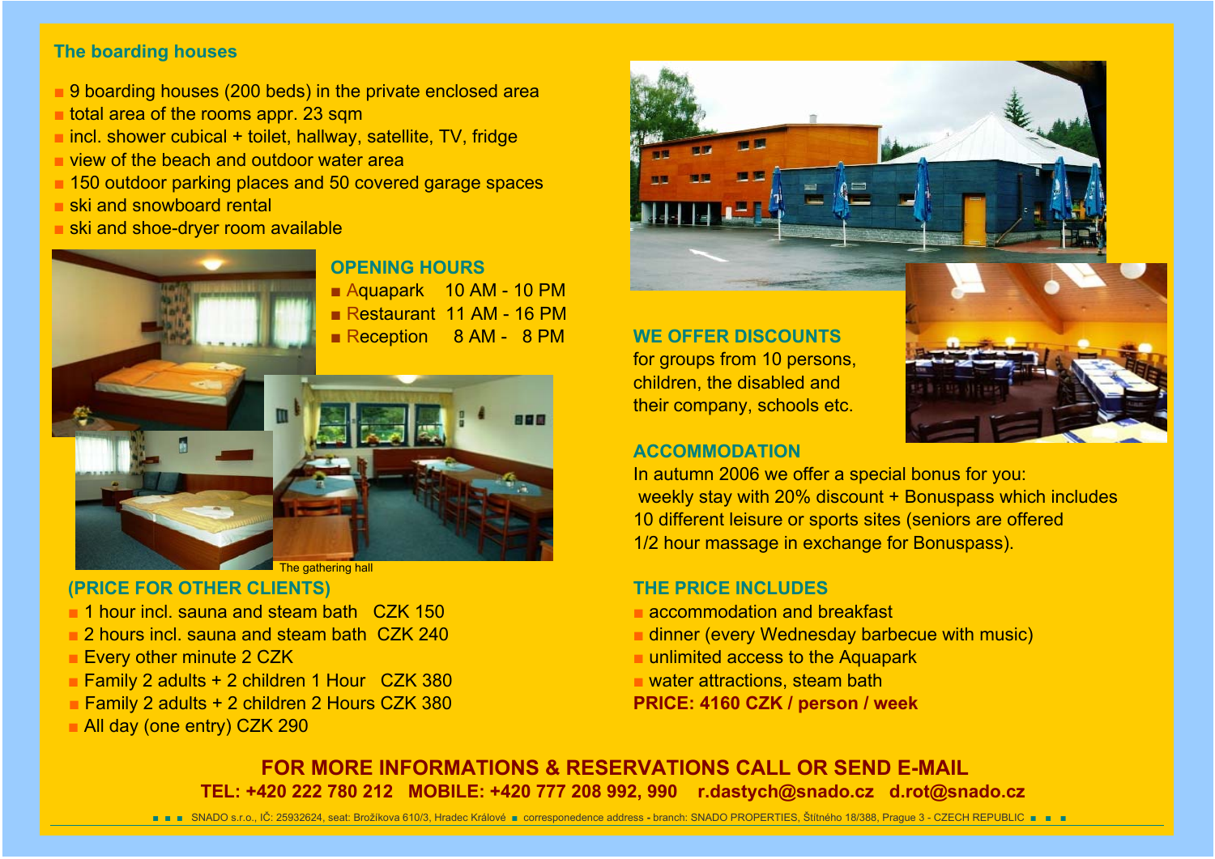## The boarding houses

- 9 boarding houses (200 beds) in the private enclosed area
- total area of the rooms appr. 23 sqm
- incl. shower cubical + toilet, hallway, satellite, TV, fridge
- view of the beach and outdoor water area
- 150 outdoor parking places and 50 covered garage spaces
- ski and snowboard rental
- ski and shoe-dryer room available

## OPENING HOURS

- Aquapark 10 AM - 10 PM
- Restaurant 11 AM - 16 PM
- Reception 8 AM - 8 PM

The gathering hall

## (PRICE FOR OTHER CLIENTS)

- 1 hour incl. sauna and steam bath CZK 150
- 2 hours incl. sauna and steam bath CZK 240
- Every other minute 2 CZK
- Family 2 adults + 2 children 1 Hour CZK 380
- Family 2 adults + 2 children 2 Hours CZK 380
- All day (one entry) CZK 290

## WE OFFER DISCOUNTS

for groups from 10 persons, children, the disabled and their company, schools etc.

## ACCOMMODATION

In autumn 2006 we offer a special bonus for you: weekly stay with 20% discount + Bonuspass which includes 10 different leisure or sports sites (seniors are offered 1/2 hour massage in exchange for Bonuspass).

## THE PRICE INCLUDES

- accommodation and breakfast
- dinner (every Wednesday barbecue with music)
- unlimited access to the Aquapark
- water attractions, steam bath

**PRICE: 4160 CZK / person / week**

**FOR MORE INFORMATIONS & RESERVATIONS CALL OR SEND E-MAIL**

**TEL: +420 222 780 212 MOBILE: +420 777 208 992, 990 r.dastych@snado.cz d.rot@snado.cz**

SNADO s.r.o., IČ: 25932624, seat: Brožíkova 610/3, Hradec Králové ■ corresponedence address - branch: SNADO PROPERTIES, Štítného 18/388, Prague 3 - CZECH REPUBLIC